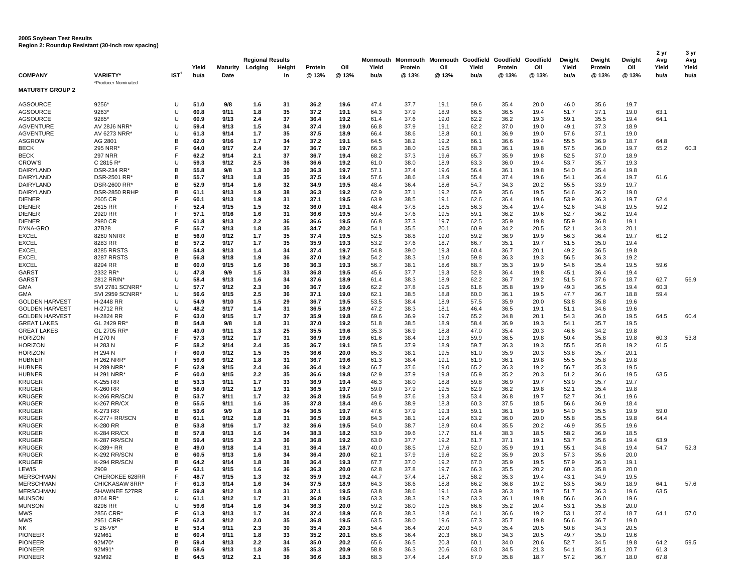**2005 Soybean Test Results**
**Region 2: Roundup Resistant (30-inch row spacing)**

| COMPANY | VARIETY* | IST[1] | Yield bu/a | Maturity Date | Regional Results Lodging | Height in | Protein @ 13% | Oil @ 13% | Monmouth Yield bu/a | Monmouth Protein @ 13% | Monmouth Oil @ 13% | Goodfield Yield bu/a | Goodfield Protein @ 13% | Goodfield Oil @ 13% | Dwight Yield bu/a | Dwight Protein @ 13% | Dwight Oil @ 13% | 2 yr Avg Yield bu/a | 3 yr Avg Yield bu/a |
|---|---|---|---|---|---|---|---|---|---|---|---|---|---|---|---|---|---|---|---|
| | *Producer Nominated | | | | | | | | | | | | | | | | | | |
| **MATURITY GROUP 2** | | | | | | | | | | | | | | | | | | | |
| AGSOURCE | 9256* | U | **51.0** | **9/8** | **1.6** | **31** | **36.2** | **19.6** | 47.4 | 37.7 | 19.1 | 59.6 | 35.4 | 20.0 | 46.0 | 35.6 | 19.7 | | |
| AGSOURCE | 9263* | U | **60.8** | **9/11** | **1.8** | **35** | **37.2** | **19.1** | 64.3 | 37.9 | 18.9 | 66.5 | 36.5 | 19.4 | 51.7 | 37.1 | 19.0 | 63.1 | |
| AGSOURCE | 9285* | U | **60.9** | **9/13** | **2.4** | **37** | **36.4** | **19.2** | 61.4 | 37.6 | 19.0 | 62.2 | 36.2 | 19.3 | 59.1 | 35.5 | 19.4 | 64.1 | |
| AGVENTURE | AV 28J6 NRR* | U | **59.4** | **9/13** | **1.5** | **34** | **37.4** | **19.0** | 66.8 | 37.9 | 19.1 | 62.2 | 37.0 | 19.0 | 49.1 | 37.3 | 18.9 | | |
| AGVENTURE | AV 6273 NRR* | U | **61.3** | **9/14** | **1.7** | **35** | **37.5** | **18.9** | 66.4 | 38.6 | 18.8 | 60.1 | 36.9 | 19.0 | 57.6 | 37.1 | 19.0 | | |
| ASGROW | AG 2801 | B | **62.0** | **9/16** | **1.7** | **34** | **37.2** | **19.1** | 64.5 | 38.2 | 19.2 | 66.1 | 36.6 | 19.4 | 55.5 | 36.9 | 18.7 | 64.8 | |
| BECK | 295 NRR* | F | **64.0** | **9/17** | **2.4** | **37** | **36.7** | **19.7** | 66.3 | 38.0 | 19.5 | 68.3 | 36.1 | 19.8 | 57.5 | 36.0 | 19.7 | 65.2 | 60.3 |
| BECK | 297 NRR | F | **62.2** | **9/14** | **2.1** | **37** | **36.7** | **19.4** | 68.2 | 37.3 | 19.6 | 65.7 | 35.9 | 19.8 | 52.5 | 37.0 | 18.9 | | |
| CROW'S | C 2815 R* | U | **59.3** | **9/12** | **2.5** | **36** | **36.6** | **19.2** | 61.0 | 38.0 | 18.9 | 63.3 | 36.0 | 19.4 | 53.7 | 35.7 | 19.3 | | |
| DAIRYLAND | DSR-234 RR* | B | **55.8** | **9/8** | **1.3** | **30** | **36.3** | **19.7** | 57.1 | 37.4 | 19.6 | 56.4 | 36.1 | 19.8 | 54.0 | 35.4 | 19.8 | | |
| DAIRYLAND | DSR-2501 RR* | B | **55.7** | **9/13** | **1.8** | **35** | **37.5** | **19.4** | 57.6 | 38.6 | 18.9 | 55.4 | 37.4 | 19.6 | 54.1 | 36.4 | 19.7 | 61.6 | |
| DAIRYLAND | DSR-2600 RR* | B | **52.9** | **9/14** | **1.6** | **32** | **34.9** | **19.5** | 48.4 | 36.4 | 18.6 | 54.7 | 34.3 | 20.2 | 55.5 | 33.9 | 19.7 | | |
| DAIRYLAND | DSR-2850 RRHP | B | **61.1** | **9/13** | **1.9** | **38** | **36.3** | **19.2** | 62.9 | 37.1 | 19.2 | 65.9 | 35.6 | 19.5 | 54.6 | 36.2 | 19.0 | | |
| DIENER | 2605 CR | F | **60.1** | **9/13** | **1.9** | **31** | **37.1** | **19.5** | 63.9 | 38.5 | 19.1 | 62.6 | 36.4 | 19.6 | 53.9 | 36.3 | 19.7 | 62.4 | |
| DIENER | 2615 RR | F | **52.4** | **9/15** | **1.5** | **32** | **36.0** | **19.1** | 48.4 | 37.8 | 18.5 | 56.3 | 35.4 | 19.4 | 52.6 | 34.8 | 19.5 | 59.2 | |
| DIENER | 2920 RR | F | **57.1** | **9/16** | **1.6** | **31** | **36.6** | **19.5** | 59.4 | 37.6 | 19.5 | 59.1 | 36.2 | 19.6 | 52.7 | 36.2 | 19.4 | | |
| DIENER | 2980 CR | F | **61.8** | **9/13** | **2.2** | **36** | **36.6** | **19.5** | 66.8 | 37.3 | 19.7 | 62.5 | 35.9 | 19.8 | 55.9 | 36.8 | 19.1 | | |
| DYNA-GRO | 37B28 | F | **55.7** | **9/13** | **1.8** | **35** | **34.7** | **20.2** | 54.1 | 35.5 | 20.1 | 60.9 | 34.2 | 20.5 | 52.1 | 34.3 | 20.1 | | |
| EXCEL | 8260 NNRR | B | **56.0** | **9/12** | **1.7** | **35** | **37.4** | **19.5** | 52.5 | 38.8 | 19.0 | 59.2 | 36.9 | 19.9 | 56.3 | 36.4 | 19.7 | 61.2 | |
| EXCEL | 8283 RR | B | **57.2** | **9/17** | **1.7** | **35** | **35.9** | **19.3** | 53.2 | 37.6 | 18.7 | 66.7 | 35.1 | 19.7 | 51.5 | 35.0 | 19.4 | | |
| EXCEL | 8285 RRSTS | B | **54.8** | **9/13** | **1.4** | **34** | **37.4** | **19.7** | 54.8 | 39.0 | 19.3 | 60.4 | 36.7 | 20.1 | 49.2 | 36.5 | 19.8 | | |
| EXCEL | 8287 RRSTS | B | **56.8** | **9/18** | **1.9** | **36** | **37.0** | **19.2** | 54.2 | 38.3 | 19.0 | 59.8 | 36.3 | 19.3 | 56.5 | 36.3 | 19.2 | | |
| EXCEL | 8294 RR | B | **60.0** | **9/15** | **1.6** | **36** | **36.3** | **19.3** | 56.7 | 38.1 | 18.6 | 68.7 | 35.3 | 19.9 | 54.6 | 35.4 | 19.5 | 59.6 | |
| GARST | 2332 RR* | U | **47.8** | **9/9** | **1.5** | **33** | **36.8** | **19.5** | 45.6 | 37.7 | 19.3 | 52.8 | 36.4 | 19.8 | 45.1 | 36.4 | 19.4 | | |
| GARST | 2812 RR/N* | U | **58.4** | **9/13** | **1.6** | **34** | **37.6** | **18.9** | 61.4 | 38.3 | 18.9 | 62.2 | 36.7 | 19.2 | 51.5 | 37.6 | 18.7 | 62.7 | 56.9 |
| GMA | SVI 2781 SCNRR* | U | **57.7** | **9/12** | **2.3** | **36** | **36.7** | **19.6** | 62.2 | 37.8 | 19.5 | 61.6 | 35.8 | 19.9 | 49.3 | 36.5 | 19.4 | 60.3 | |
| GMA | SVI 2959 SCNRR* | U | **56.6** | **9/15** | **2.5** | **36** | **37.1** | **19.0** | 62.1 | 38.5 | 18.8 | 60.0 | 36.1 | 19.5 | 47.7 | 36.7 | 18.8 | 59.4 | |
| GOLDEN HARVEST | H-2448 RR | U | **54.9** | **9/10** | **1.5** | **29** | **36.7** | **19.5** | 53.5 | 38.4 | 18.9 | 57.5 | 35.9 | 20.0 | 53.8 | 35.8 | 19.6 | | |
| GOLDEN HARVEST | H-2712 RR | U | **48.2** | **9/17** | **1.4** | **31** | **36.5** | **18.9** | 47.2 | 38.3 | 18.1 | 46.4 | 36.5 | 19.1 | 51.1 | 34.6 | 19.6 | | |
| GOLDEN HARVEST | H-2824 RR | F | **63.0** | **9/15** | **1.7** | **37** | **35.9** | **19.8** | 69.6 | 36.9 | 19.7 | 65.2 | 34.8 | 20.1 | 54.3 | 36.0 | 19.5 | 64.5 | 60.4 |
| GREAT LAKES | GL 2429 RR* | B | **54.8** | **9/8** | **1.8** | **31** | **37.0** | **19.2** | 51.8 | 38.5 | 18.9 | 58.4 | 36.9 | 19.3 | 54.1 | 35.7 | 19.5 | | |
| GREAT LAKES | GL 2705 RR* | B | **43.0** | **9/11** | **1.3** | **25** | **35.5** | **19.6** | 35.3 | 36.9 | 18.8 | 47.0 | 35.4 | 20.3 | 46.6 | 34.2 | 19.8 | | |
| HORIZON | H 270 N | F | **57.3** | **9/12** | **1.7** | **31** | **36.9** | **19.6** | 61.6 | 38.4 | 19.3 | 59.9 | 36.5 | 19.8 | 50.4 | 35.8 | 19.8 | 60.3 | 53.8 |
| HORIZON | H 283 N | F | **58.2** | **9/14** | **2.4** | **35** | **36.7** | **19.1** | 59.5 | 37.9 | 18.9 | 59.7 | 36.3 | 19.3 | 55.5 | 35.8 | 19.2 | 61.5 | |
| HORIZON | H 294 N | F | **60.0** | **9/12** | **1.5** | **35** | **36.6** | **20.0** | 65.3 | 38.1 | 19.5 | 61.0 | 35.9 | 20.3 | 53.8 | 35.7 | 20.1 | | |
| HUBNER | H 262 NRR* | F | **59.6** | **9/12** | **1.8** | **31** | **36.7** | **19.6** | 61.3 | 38.4 | 19.1 | 61.9 | 36.1 | 19.8 | 55.5 | 35.8 | 19.8 | | |
| HUBNER | H 289 NRR* | F | **62.9** | **9/15** | **2.4** | **36** | **36.4** | **19.2** | 66.7 | 37.6 | 19.0 | 65.2 | 36.3 | 19.2 | 56.7 | 35.3 | 19.5 | | |
| HUBNER | H 291 NRR* | F | **60.0** | **9/15** | **2.2** | **35** | **36.6** | **19.8** | 62.9 | 37.9 | 19.8 | 65.9 | 35.2 | 20.3 | 51.2 | 36.6 | 19.5 | 63.5 | |
| KRUGER | K-255 RR | B | **53.3** | **9/11** | **1.7** | **33** | **36.9** | **19.4** | 46.3 | 38.0 | 18.8 | 59.8 | 36.9 | 19.7 | 53.9 | 35.7 | 19.7 | | |
| KRUGER | K-260 RR | B | **58.0** | **9/12** | **1.9** | **31** | **36.5** | **19.7** | 59.0 | 37.9 | 19.5 | 62.9 | 36.2 | 19.8 | 52.1 | 35.4 | 19.8 | | |
| KRUGER | K-266 RR/SCN | B | **53.7** | **9/11** | **1.7** | **32** | **36.8** | **19.5** | 54.9 | 37.6 | 19.3 | 53.4 | 36.8 | 19.7 | 52.7 | 36.1 | 19.6 | | |
| KRUGER | K-267 RR/CX | B | **55.5** | **9/11** | **1.6** | **35** | **37.8** | **18.4** | 49.6 | 38.9 | 18.3 | 60.3 | 37.5 | 18.5 | 56.6 | 36.9 | 18.4 | | |
| KRUGER | K-273 RR | B | **53.6** | **9/9** | **1.8** | **34** | **36.5** | **19.7** | 47.6 | 37.9 | 19.3 | 59.1 | 36.1 | 19.9 | 54.0 | 35.5 | 19.9 | 59.0 | |
| KRUGER | K-277+ RR/SCN | B | **61.1** | **9/12** | **1.8** | **31** | **36.5** | **19.8** | 64.3 | 38.1 | 19.4 | 63.2 | 36.0 | 20.0 | 55.8 | 35.5 | 19.8 | 64.4 | |
| KRUGER | K-280 RR | B | **53.8** | **9/16** | **1.7** | **32** | **36.6** | **19.5** | 54.0 | 38.7 | 18.9 | 60.4 | 35.5 | 20.2 | 46.9 | 35.5 | 19.6 | | |
| KRUGER | K-284 RR/CX | B | **57.8** | **9/13** | **1.6** | **34** | **38.3** | **18.2** | 53.9 | 39.6 | 17.7 | 61.4 | 38.3 | 18.5 | 58.2 | 36.9 | 18.5 | | |
| KRUGER | K-287 RR/SCN | B | **59.4** | **9/15** | **2.3** | **36** | **36.8** | **19.2** | 63.0 | 37.7 | 19.2 | 61.7 | 37.1 | 19.1 | 53.7 | 35.6 | 19.4 | 63.9 | |
| KRUGER | K-289+ RR | B | **49.0** | **9/18** | **1.4** | **31** | **36.4** | **18.7** | 40.0 | 38.5 | 17.6 | 52.0 | 35.9 | 19.1 | 55.1 | 34.8 | 19.4 | 54.7 | 52.3 |
| KRUGER | K-292 RR/SCN | B | **60.5** | **9/13** | **1.6** | **34** | **36.4** | **20.0** | 62.1 | 37.9 | 19.6 | 62.2 | 35.9 | 20.3 | 57.3 | 35.6 | 20.0 | | |
| KRUGER | K-294 RR/SCN | B | **64.2** | **9/14** | **1.8** | **38** | **36.4** | **19.3** | 67.7 | 37.0 | 19.2 | 67.0 | 35.9 | 19.5 | 57.9 | 36.3 | 19.1 | | |
| LEWIS | 2909 | F | **63.1** | **9/15** | **1.6** | **36** | **36.3** | **20.0** | 62.8 | 37.8 | 19.7 | 66.3 | 35.5 | 20.2 | 60.3 | 35.8 | 20.0 | | |
| MERSCHMAN | CHEROKEE 628RR | F | **48.7** | **9/15** | **1.3** | **32** | **35.9** | **19.2** | 44.7 | 37.4 | 18.7 | 58.2 | 35.3 | 19.4 | 43.1 | 34.9 | 19.5 | | |
| MERSCHMAN | CHICKASAW 8RR* | F | **61.3** | **9/14** | **1.6** | **34** | **37.5** | **18.9** | 64.3 | 38.6 | 18.8 | 66.2 | 36.8 | 19.2 | 53.5 | 36.9 | 18.9 | 64.1 | 57.6 |
| MERSCHMAN | SHAWNEE 527RR | F | **59.8** | **9/12** | **1.8** | **31** | **37.1** | **19.5** | 63.8 | 38.6 | 19.1 | 63.9 | 36.3 | 19.7 | 51.7 | 36.3 | 19.6 | 63.5 | |
| MUNSON | 8264 RR* | U | **61.1** | **9/12** | **1.7** | **31** | **36.8** | **19.5** | 63.3 | 38.3 | 19.2 | 63.3 | 36.1 | 19.8 | 56.6 | 36.0 | 19.6 | | |
| MUNSON | 8296 RR | U | **59.6** | **9/14** | **1.6** | **34** | **36.3** | **20.0** | 59.2 | 38.0 | 19.5 | 66.6 | 35.2 | 20.4 | 53.1 | 35.8 | 20.0 | | |
| MWS | 2856 CRR* | F | **61.3** | **9/13** | **1.7** | **34** | **37.4** | **18.9** | 66.8 | 38.3 | 18.8 | 64.1 | 36.6 | 19.2 | 53.1 | 37.4 | 18.7 | 64.1 | 57.0 |
| MWS | 2951 CRR* | F | **62.4** | **9/12** | **2.0** | **35** | **36.8** | **19.5** | 63.5 | 38.0 | 19.6 | 67.3 | 35.7 | 19.8 | 56.6 | 36.7 | 19.0 | | |
| NK | S 26-V6* | B | **53.4** | **9/11** | **2.3** | **30** | **35.4** | **20.3** | 54.4 | 36.4 | 20.0 | 54.9 | 35.4 | 20.5 | 50.8 | 34.3 | 20.5 | | |
| PIONEER | 92M61 | B | **60.4** | **9/11** | **1.8** | **33** | **35.2** | **20.1** | 65.6 | 36.4 | 20.3 | 66.0 | 34.3 | 20.5 | 49.7 | 35.0 | 19.6 | | |
| PIONEER | 92M70* | B | **59.4** | **9/13** | **2.2** | **34** | **35.0** | **20.2** | 65.6 | 36.5 | 20.3 | 60.1 | 34.0 | 20.6 | 52.7 | 34.5 | 19.8 | 64.2 | 59.5 |
| PIONEER | 92M91* | B | **58.6** | **9/13** | **1.8** | **35** | **35.3** | **20.9** | 58.8 | 36.3 | 20.6 | 63.0 | 34.5 | 21.3 | 54.1 | 35.1 | 20.7 | 61.3 | |
| PIONEER | 92M92 | B | **64.5** | **9/12** | **2.1** | **38** | **36.6** | **18.3** | 68.3 | 37.4 | 18.4 | 67.9 | 35.8 | 18.7 | 57.2 | 36.7 | 18.0 | 67.8 | |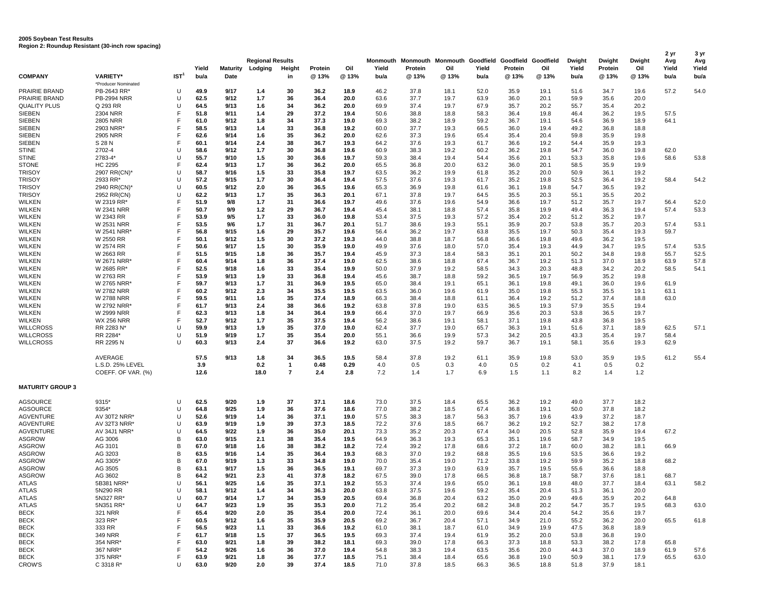**2005 Soybean Test Results**
**Region 2: Roundup Resistant (30-inch row spacing)**

| COMPANY | VARIETY* | IST[1] | Regional Results Yield bu/a | Maturity Date | Lodging | Height in | Protein @ 13% | Oil @ 13% | Monmouth Yield bu/a | Monmouth Protein @ 13% | Monmouth Oil @ 13% | Goodfield Yield bu/a | Goodfield Protein @ 13% | Goodfield Oil @ 13% | Dwight Yield bu/a | Dwight Protein @ 13% | Dwight Oil @ 13% | 2 yr Avg Yield bu/a | 3 yr Avg Yield bu/a |
|---|---|---|---|---|---|---|---|---|---|---|---|---|---|---|---|---|---|---|---|
| | *Producer Nominated | | | | | | | | | | | | | | | | | | |
| PRAIRIE BRAND | PB-2643 RR* | U | **49.9** | **9/17** | **1.4** | **30** | **36.2** | **18.9** | 46.2 | 37.8 | 18.1 | 52.0 | 35.9 | 19.1 | 51.6 | 34.7 | 19.6 | 57.2 | 54.0 |
| PRAIRIE BRAND | PB-2994 NRR | U | **62.5** | **9/12** | **1.7** | **36** | **36.4** | **20.0** | 63.6 | 37.7 | 19.7 | 63.9 | 36.0 | 20.1 | 59.9 | 35.6 | 20.0 | | |
| QUALITY PLUS | Q 293 RR | U | **64.5** | **9/13** | **1.6** | **34** | **36.2** | **20.0** | 69.9 | 37.4 | 19.7 | 67.9 | 35.7 | 20.2 | 55.7 | 35.4 | 20.2 | | |
| SIEBEN | 2304 NRR | F | **51.8** | **9/11** | **1.4** | **29** | **37.2** | **19.4** | 50.6 | 38.8 | 18.8 | 58.3 | 36.4 | 19.8 | 46.4 | 36.2 | 19.5 | 57.5 | |
| SIEBEN | 2805 NRR | F | **61.0** | **9/12** | **1.8** | **34** | **37.3** | **19.0** | 69.3 | 38.2 | 18.9 | 59.2 | 36.7 | 19.1 | 54.6 | 36.9 | 18.9 | 64.1 | |
| SIEBEN | 2903 NRR* | F | **58.5** | **9/13** | **1.4** | **33** | **36.8** | **19.2** | 60.0 | 37.7 | 19.3 | 66.5 | 36.0 | 19.4 | 49.2 | 36.8 | 18.8 | | |
| SIEBEN | 2905 NRR | F | **62.6** | **9/14** | **1.6** | **35** | **36.2** | **20.0** | 62.6 | 37.3 | 19.6 | 65.4 | 35.4 | 20.4 | 59.8 | 35.9 | 19.8 | | |
| SIEBEN | S 28 N | F | **60.1** | **9/14** | **2.4** | **38** | **36.7** | **19.3** | 64.2 | 37.6 | 19.3 | 61.7 | 36.6 | 19.2 | 54.4 | 35.9 | 19.3 | | |
| STINE | 2702-4 | U | **58.6** | **9/12** | **1.7** | **30** | **36.8** | **19.6** | 60.9 | 38.3 | 19.2 | 60.2 | 36.2 | 19.8 | 54.7 | 36.0 | 19.8 | 62.0 | |
| STINE | 2783-4* | U | **55.7** | **9/10** | **1.5** | **30** | **36.6** | **19.7** | 59.3 | 38.4 | 19.4 | 54.4 | 35.6 | 20.1 | 53.3 | 35.8 | 19.6 | 58.6 | 53.8 |
| STONE | HC 2295 | F | **62.4** | **9/13** | **1.7** | **36** | **36.2** | **20.0** | 65.5 | 36.8 | 20.0 | 63.2 | 36.0 | 20.1 | 58.5 | 35.9 | 19.9 | | |
| TRISOY | 2907 RR(CN)* | U | **58.7** | **9/16** | **1.5** | **33** | **35.8** | **19.7** | 63.5 | 36.2 | 19.9 | 61.8 | 35.2 | 20.0 | 50.9 | 36.1 | 19.2 | | |
| TRISOY | 2933 RR* | U | **57.2** | **9/15** | **1.7** | **30** | **36.4** | **19.4** | 57.5 | 37.6 | 19.3 | 61.7 | 35.2 | 19.8 | 52.5 | 36.4 | 19.2 | 58.4 | 54.2 |
| TRISOY | 2940 RR(CN)* | U | **60.5** | **9/12** | **2.0** | **36** | **36.5** | **19.6** | 65.3 | 36.9 | 19.8 | 61.6 | 36.1 | 19.8 | 54.7 | 36.5 | 19.2 | | |
| TRISOY | 2952 RR(CN) | U | **62.2** | **9/13** | **1.7** | **35** | **36.3** | **20.1** | 67.1 | 37.8 | 19.7 | 64.5 | 35.5 | 20.3 | 55.1 | 35.5 | 20.2 | | |
| WILKEN | W 2319 RR* | F | **51.9** | **9/8** | **1.7** | **31** | **36.6** | **19.7** | 49.6 | 37.6 | 19.6 | 54.9 | 36.6 | 19.7 | 51.2 | 35.7 | 19.7 | 56.4 | 52.0 |
| WILKEN | W 2341 NRR | F | **50.7** | **9/9** | **1.2** | **29** | **36.7** | **19.4** | 45.4 | 38.1 | 18.8 | 57.4 | 35.8 | 19.9 | 49.4 | 36.3 | 19.4 | 57.4 | 53.3 |
| WILKEN | W 2343 RR | F | **53.9** | **9/5** | **1.7** | **33** | **36.0** | **19.8** | 53.4 | 37.5 | 19.3 | 57.2 | 35.4 | 20.2 | 51.2 | 35.2 | 19.7 | | |
| WILKEN | W 2531 NRR | F | **53.5** | **9/6** | **1.7** | **31** | **36.7** | **20.1** | 51.7 | 38.6 | 19.3 | 55.1 | 35.9 | 20.7 | 53.8 | 35.7 | 20.3 | 57.4 | 53.1 |
| WILKEN | W 2541 NRR* | F | **56.8** | **9/15** | **1.6** | **29** | **35.7** | **19.6** | 56.4 | 36.2 | 19.7 | 63.8 | 35.5 | 19.7 | 50.3 | 35.4 | 19.3 | 59.7 | |
| WILKEN | W 2550 RR | F | **50.1** | **9/12** | **1.5** | **30** | **37.2** | **19.3** | 44.0 | 38.8 | 18.7 | 56.8 | 36.6 | 19.8 | 49.6 | 36.2 | 19.5 | | |
| WILKEN | W 2574 RR | F | **50.6** | **9/17** | **1.5** | **30** | **35.9** | **19.0** | 49.9 | 37.6 | 18.0 | 57.0 | 35.4 | 19.3 | 44.9 | 34.7 | 19.5 | 57.4 | 53.5 |
| WILKEN | W 2663 RR | F | **51.5** | **9/15** | **1.8** | **36** | **35.7** | **19.4** | 45.9 | 37.3 | 18.4 | 58.3 | 35.1 | 20.1 | 50.2 | 34.8 | 19.8 | 55.7 | 52.5 |
| WILKEN | W 2671 NRR* | F | **60.4** | **9/14** | **1.8** | **36** | **37.4** | **19.0** | 62.5 | 38.6 | 18.8 | 67.4 | 36.7 | 19.2 | 51.3 | 37.0 | 18.9 | 63.9 | 57.8 |
| WILKEN | W 2685 RR* | F | **52.5** | **9/18** | **1.6** | **33** | **35.4** | **19.9** | 50.0 | 37.9 | 19.2 | 58.5 | 34.3 | 20.3 | 48.8 | 34.2 | 20.2 | 58.5 | 54.1 |
| WILKEN | W 2763 RR | F | **53.9** | **9/13** | **1.9** | **33** | **36.8** | **19.4** | 45.6 | 38.7 | 18.8 | 59.2 | 36.5 | 19.7 | 56.9 | 35.2 | 19.8 | | |
| WILKEN | W 2765 NRR* | F | **59.7** | **9/13** | **1.7** | **31** | **36.9** | **19.5** | 65.0 | 38.4 | 19.1 | 65.1 | 36.1 | 19.8 | 49.1 | 36.0 | 19.6 | 61.9 | |
| WILKEN | W 2782 NRR | F | **60.2** | **9/12** | **2.3** | **34** | **35.5** | **19.5** | 63.5 | 36.0 | 19.6 | 61.9 | 35.0 | 19.8 | 55.3 | 35.5 | 19.1 | 63.1 | |
| WILKEN | W 2788 NRR | F | **59.5** | **9/11** | **1.6** | **35** | **37.4** | **18.9** | 66.3 | 38.4 | 18.8 | 61.1 | 36.4 | 19.2 | 51.2 | 37.4 | 18.8 | 63.0 | |
| WILKEN | W 2792 NRR* | F | **61.7** | **9/13** | **2.4** | **38** | **36.6** | **19.2** | 63.8 | 37.8 | 19.0 | 63.5 | 36.5 | 19.3 | 57.9 | 35.5 | 19.4 | | |
| WILKEN | W 2999 NRR | F | **62.3** | **9/13** | **1.8** | **34** | **36.4** | **19.9** | 66.4 | 37.0 | 19.7 | 66.9 | 35.6 | 20.3 | 53.8 | 36.5 | 19.7 | | |
| WILKEN | WX 256 NRR | F | **52.7** | **9/12** | **1.7** | **35** | **37.5** | **19.4** | 56.2 | 38.6 | 19.1 | 58.1 | 37.1 | 19.8 | 43.8 | 36.8 | 19.5 | | |
| WILLCROSS | RR 2283 N* | U | **59.9** | **9/13** | **1.9** | **35** | **37.0** | **19.0** | 62.4 | 37.7 | 19.0 | 65.7 | 36.3 | 19.1 | 51.6 | 37.1 | 18.9 | 62.5 | 57.1 |
| WILLCROSS | RR 2284* | U | **51.9** | **9/19** | **1.7** | **35** | **35.4** | **20.0** | 55.1 | 36.6 | 19.9 | 57.3 | 34.2 | 20.5 | 43.3 | 35.4 | 19.7 | 58.4 | |
| WILLCROSS | RR 2295 N | U | **60.3** | **9/13** | **2.4** | **37** | **36.6** | **19.2** | 63.0 | 37.5 | 19.2 | 59.7 | 36.7 | 19.1 | 58.1 | 35.6 | 19.3 | 62.9 | |
| | AVERAGE | | **57.5** | **9/13** | **1.8** | **34** | **36.5** | **19.5** | 58.4 | 37.8 | 19.2 | 61.1 | 35.9 | 19.8 | 53.0 | 35.9 | 19.5 | 61.2 | 55.4 |
| | L.S.D. 25% LEVEL | | **3.9** | | **0.2** | **1** | **0.48** | **0.29** | 4.0 | 0.5 | 0.3 | 4.0 | 0.5 | 0.2 | 4.1 | 0.5 | 0.2 | | |
| | COEFF. OF VAR. (%) | | **12.6** | | **18.0** | **7** | **2.4** | **2.8** | 7.2 | 1.4 | 1.7 | 6.9 | 1.5 | 1.1 | 8.2 | 1.4 | 1.2 | | |
| **MATURITY GROUP 3** | | | | | | | | | | | | | | | | | | | |
| AGSOURCE | 9315* | U | **62.5** | **9/20** | **1.9** | **37** | **37.1** | **18.6** | 73.0 | 37.5 | 18.4 | 65.5 | 36.2 | 19.2 | 49.0 | 37.7 | 18.2 | | |
| AGSOURCE | 9354* | U | **64.8** | **9/25** | **1.9** | **36** | **37.6** | **18.6** | 77.0 | 38.2 | 18.5 | 67.4 | 36.8 | 19.1 | 50.0 | 37.8 | 18.2 | | |
| AGVENTURE | AV 30T2 NRR* | U | **52.6** | **9/19** | **1.4** | **36** | **37.1** | **19.0** | 57.5 | 38.3 | 18.7 | 56.3 | 35.7 | 19.6 | 43.9 | 37.2 | 18.7 | | |
| AGVENTURE | AV 32T3 NRR* | U | **63.9** | **9/19** | **1.9** | **39** | **37.3** | **18.5** | 72.2 | 37.6 | 18.5 | 66.7 | 36.2 | 19.2 | 52.7 | 38.2 | 17.8 | | |
| AGVENTURE | AV 34J1 NRR* | U | **64.5** | **9/22** | **1.9** | **36** | **35.0** | **20.1** | 73.3 | 35.2 | 20.3 | 67.4 | 34.0 | 20.5 | 52.8 | 35.9 | 19.4 | 67.2 | |
| ASGROW | AG 3006 | B | **63.0** | **9/15** | **2.1** | **38** | **35.4** | **19.5** | 64.9 | 36.3 | 19.3 | 65.3 | 35.1 | 19.6 | 58.7 | 34.9 | 19.5 | | |
| ASGROW | AG 3101 | B | **67.0** | **9/18** | **1.6** | **38** | **38.2** | **18.2** | 72.4 | 39.2 | 17.8 | 68.6 | 37.2 | 18.7 | 60.0 | 38.2 | 18.1 | 66.9 | |
| ASGROW | AG 3203 | B | **63.5** | **9/16** | **1.4** | **35** | **36.4** | **19.3** | 68.3 | 37.0 | 19.2 | 68.8 | 35.5 | 19.6 | 53.5 | 36.6 | 19.2 | | |
| ASGROW | AG 3305* | B | **67.0** | **9/19** | **1.3** | **33** | **34.8** | **19.0** | 70.0 | 35.4 | 19.0 | 71.2 | 33.8 | 19.2 | 59.9 | 35.2 | 18.8 | 68.2 | |
| ASGROW | AG 3505 | B | **63.1** | **9/17** | **1.5** | **36** | **36.5** | **19.1** | 69.7 | 37.3 | 19.0 | 63.9 | 35.7 | 19.5 | 55.6 | 36.6 | 18.8 | | |
| ASGROW | AG 3602 | B | **64.2** | **9/21** | **2.3** | **41** | **37.8** | **18.2** | 67.5 | 39.0 | 17.8 | 66.5 | 36.8 | 18.7 | 58.7 | 37.6 | 18.1 | 68.7 | |
| ATLAS | 5B381 NRR* | U | **56.1** | **9/25** | **1.6** | **35** | **37.1** | **19.2** | 55.3 | 37.4 | 19.6 | 65.0 | 36.1 | 19.8 | 48.0 | 37.7 | 18.4 | 63.1 | 58.2 |
| ATLAS | 5N290 RR | U | **58.1** | **9/12** | **1.4** | **34** | **36.3** | **20.0** | 63.8 | 37.5 | 19.6 | 59.2 | 35.4 | 20.4 | 51.3 | 36.1 | 20.0 | | |
| ATLAS | 5N327 RR* | U | **60.7** | **9/14** | **1.7** | **34** | **35.9** | **20.5** | 69.4 | 36.8 | 20.4 | 63.2 | 35.0 | 20.9 | 49.6 | 35.9 | 20.2 | 64.8 | |
| ATLAS | 5N351 RR* | U | **64.7** | **9/23** | **1.9** | **35** | **35.3** | **20.0** | 71.2 | 35.4 | 20.2 | 68.2 | 34.8 | 20.2 | 54.7 | 35.7 | 19.5 | 68.3 | 63.0 |
| BECK | 321 NRR | F | **65.4** | **9/20** | **2.0** | **35** | **35.4** | **20.0** | 72.4 | 36.1 | 20.0 | 69.6 | 34.4 | 20.4 | 54.2 | 35.6 | 19.7 | | |
| BECK | 323 RR* | F | **60.5** | **9/12** | **1.6** | **35** | **35.9** | **20.5** | 69.2 | 36.7 | 20.4 | 57.1 | 34.9 | 21.0 | 55.2 | 36.2 | 20.0 | 65.5 | 61.8 |
| BECK | 333 RR | F | **56.5** | **9/23** | **1.1** | **33** | **36.6** | **19.2** | 61.0 | 38.1 | 18.7 | 61.0 | 34.9 | 19.9 | 47.5 | 36.8 | 18.9 | | |
| BECK | 349 NRR | F | **61.7** | **9/18** | **1.5** | **37** | **36.5** | **19.5** | 69.3 | 37.4 | 19.4 | 61.9 | 35.2 | 20.0 | 53.8 | 36.8 | 19.0 | | |
| BECK | 354 NRR* | F | **63.0** | **9/21** | **1.8** | **39** | **38.2** | **18.1** | 69.3 | 39.0 | 17.8 | 66.3 | 37.3 | 18.8 | 53.3 | 38.2 | 17.8 | 65.8 | |
| BECK | 367 NRR* | F | **54.2** | **9/26** | **1.6** | **36** | **37.0** | **19.4** | 54.8 | 38.3 | 19.4 | 63.5 | 35.6 | 20.0 | 44.3 | 37.0 | 18.9 | 61.9 | 57.6 |
| BECK | 375 NRR* | F | **63.9** | **9/21** | **1.8** | **36** | **37.7** | **18.5** | 75.1 | 38.4 | 18.4 | 65.6 | 36.8 | 19.0 | 50.9 | 38.1 | 17.9 | 65.5 | 63.0 |
| CROW'S | C 3318 R* | U | **63.0** | **9/20** | **2.0** | **39** | **37.4** | **18.5** | 71.0 | 37.8 | 18.5 | 66.3 | 36.5 | 18.8 | 51.8 | 37.9 | 18.1 | | |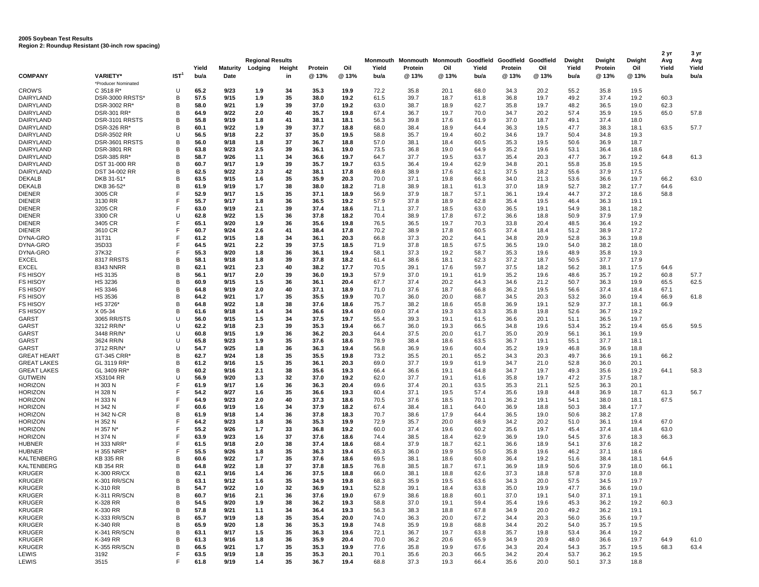**2005 Soybean Test Results**
**Region 2: Roundup Resistant (30-inch row spacing)**

| COMPANY | VARIETY* | IST[1] | Regional Results Yield bu/a | Maturity Date | Lodging | Height in | Protein @ 13% | Oil @ 13% | Monmouth Yield bu/a | Monmouth Protein @ 13% | Monmouth Oil @ 13% | Goodfield Yield bu/a | Goodfield Protein @ 13% | Goodfield Oil @ 13% | Dwight Yield bu/a | Dwight Protein @ 13% | Dwight Oil @ 13% | 2 yr Avg Yield bu/a | 3 yr Avg Yield bu/a |
|---|---|---|---|---|---|---|---|---|---|---|---|---|---|---|---|---|---|---|---|
| | *Producer Nominated | | | | | | | | | | | | | | | | | | |
| CROW'S | C 3518 R* | U | 65.2 | 9/23 | 1.9 | 34 | 35.3 | 19.9 | 72.2 | 35.8 | 20.1 | 68.0 | 34.3 | 20.2 | 55.2 | 35.8 | 19.5 | | |
| DAIRYLAND | DSR-3000 RRSTS* | B | 57.5 | 9/15 | 1.9 | 35 | 38.0 | 19.2 | 61.5 | 39.7 | 18.7 | 61.8 | 36.8 | 19.7 | 49.2 | 37.4 | 19.2 | 60.3 | |
| DAIRYLAND | DSR-3002 RR* | B | 58.0 | 9/21 | 1.9 | 39 | 37.0 | 19.2 | 63.0 | 38.7 | 18.9 | 62.7 | 35.8 | 19.7 | 48.2 | 36.5 | 19.0 | 62.3 | |
| DAIRYLAND | DSR-301 RR* | B | 64.9 | 9/22 | 2.0 | 40 | 35.7 | 19.8 | 67.4 | 36.7 | 19.7 | 70.0 | 34.7 | 20.2 | 57.4 | 35.9 | 19.5 | 65.0 | 57.8 |
| DAIRYLAND | DSR-3101 RRSTS | B | 55.8 | 9/19 | 1.8 | 41 | 38.1 | 18.1 | 56.3 | 39.8 | 17.6 | 61.9 | 37.0 | 18.7 | 49.1 | 37.4 | 18.0 | | |
| DAIRYLAND | DSR-326 RR* | B | 60.1 | 9/22 | 1.9 | 39 | 37.7 | 18.8 | 68.0 | 38.4 | 18.9 | 64.4 | 36.3 | 19.5 | 47.7 | 38.3 | 18.1 | 63.5 | 57.7 |
| DAIRYLAND | DSR-3502 RR | U | 56.5 | 9/18 | 2.2 | 37 | 35.0 | 19.5 | 58.8 | 35.7 | 19.4 | 60.2 | 34.6 | 19.7 | 50.4 | 34.8 | 19.3 | | |
| DAIRYLAND | DSR-3601 RRSTS | B | 56.0 | 9/18 | 1.8 | 37 | 36.7 | 18.8 | 57.0 | 38.1 | 18.4 | 60.5 | 35.3 | 19.5 | 50.6 | 36.9 | 18.7 | | |
| DAIRYLAND | DSR-3801 RR | B | 63.8 | 9/23 | 2.5 | 39 | 36.1 | 19.0 | 73.5 | 36.8 | 19.0 | 64.9 | 35.2 | 19.6 | 53.1 | 36.4 | 18.6 | | |
| DAIRYLAND | DSR-385 RR* | B | 58.7 | 9/26 | 1.1 | 34 | 36.6 | 19.7 | 64.7 | 37.7 | 19.5 | 63.7 | 35.4 | 20.3 | 47.7 | 36.7 | 19.2 | 64.8 | 61.3 |
| DAIRYLAND | DST 31-000 RR | B | 60.7 | 9/17 | 1.9 | 39 | 35.7 | 19.7 | 63.5 | 36.4 | 19.4 | 62.9 | 34.8 | 20.1 | 55.8 | 35.8 | 19.5 | | |
| DAIRYLAND | DST 34-002 RR | B | 62.5 | 9/22 | 2.3 | 42 | 38.1 | 17.8 | 69.8 | 38.9 | 17.6 | 62.1 | 37.5 | 18.2 | 55.6 | 37.9 | 17.5 | | |
| DEKALB | DKB 31-51* | B | 63.5 | 9/15 | 1.6 | 35 | 35.9 | 20.3 | 70.0 | 37.1 | 19.8 | 66.8 | 34.0 | 21.3 | 53.6 | 36.6 | 19.7 | 66.2 | 63.0 |
| DEKALB | DKB 36-52* | B | 61.9 | 9/19 | 1.7 | 38 | 38.0 | 18.2 | 71.8 | 38.9 | 18.1 | 61.3 | 37.0 | 18.9 | 52.7 | 38.2 | 17.7 | 64.6 | |
| DIENER | 3005 CR | F | 52.9 | 9/17 | 1.5 | 35 | 37.1 | 18.9 | 56.9 | 37.9 | 18.7 | 57.1 | 36.1 | 19.4 | 44.7 | 37.2 | 18.6 | 58.8 | |
| DIENER | 3130 RR | F | 55.7 | 9/17 | 1.8 | 36 | 36.5 | 19.2 | 57.9 | 37.8 | 18.9 | 62.8 | 35.4 | 19.5 | 46.4 | 36.3 | 19.1 | | |
| DIENER | 3205 CR | F | 63.0 | 9/19 | 2.1 | 39 | 37.4 | 18.6 | 71.1 | 37.7 | 18.5 | 63.0 | 36.5 | 19.1 | 54.9 | 38.1 | 18.2 | | |
| DIENER | 3300 CR | U | 62.8 | 9/22 | 1.5 | 36 | 37.8 | 18.2 | 70.4 | 38.9 | 17.8 | 67.2 | 36.6 | 18.8 | 50.9 | 37.9 | 17.9 | | |
| DIENER | 3405 CR | F | 65.1 | 9/20 | 1.9 | 36 | 35.6 | 19.8 | 76.5 | 36.5 | 19.7 | 70.3 | 33.8 | 20.4 | 48.5 | 36.4 | 19.2 | | |
| DIENER | 3610 CR | F | 60.7 | 9/24 | 2.6 | 41 | 38.4 | 17.8 | 70.2 | 38.9 | 17.8 | 60.5 | 37.4 | 18.4 | 51.2 | 38.9 | 17.2 | | |
| DYNA-GRO | 31T31 | F | 61.2 | 9/15 | 1.8 | 34 | 36.1 | 20.3 | 66.8 | 37.3 | 20.2 | 64.1 | 34.8 | 20.9 | 52.8 | 36.3 | 19.8 | | |
| DYNA-GRO | 35D33 | F | 64.5 | 9/21 | 2.2 | 39 | 37.5 | 18.5 | 71.9 | 37.8 | 18.5 | 67.5 | 36.5 | 19.0 | 54.0 | 38.2 | 18.0 | | |
| DYNA-GRO | 37K32 | F | 55.3 | 9/20 | 1.8 | 36 | 36.1 | 19.4 | 58.1 | 37.3 | 19.2 | 58.7 | 35.3 | 19.6 | 48.9 | 35.8 | 19.3 | | |
| EXCEL | 8317 RRSTS | B | 58.1 | 9/18 | 1.8 | 39 | 37.8 | 18.2 | 61.4 | 38.6 | 18.1 | 62.3 | 37.2 | 18.7 | 50.5 | 37.7 | 17.9 | | |
| EXCEL | 8343 NNRR | B | 62.1 | 9/21 | 2.3 | 40 | 38.2 | 17.7 | 70.5 | 39.1 | 17.6 | 59.7 | 37.5 | 18.2 | 56.2 | 38.1 | 17.5 | 64.6 | |
| FS HISOY | HS 3135 | B | 56.1 | 9/17 | 2.0 | 39 | 36.0 | 19.3 | 57.9 | 37.0 | 19.1 | 61.9 | 35.2 | 19.6 | 48.6 | 35.7 | 19.2 | 60.8 | 57.7 |
| FS HISOY | HS 3236 | B | 60.9 | 9/15 | 1.5 | 36 | 36.1 | 20.4 | 67.7 | 37.4 | 20.2 | 64.3 | 34.6 | 21.2 | 50.7 | 36.3 | 19.9 | 65.5 | 62.5 |
| FS HISOY | HS 3346 | B | 64.8 | 9/19 | 2.0 | 40 | 37.1 | 18.9 | 71.0 | 37.6 | 18.7 | 66.8 | 36.2 | 19.5 | 56.6 | 37.4 | 18.4 | 67.1 | |
| FS HISOY | HS 3536 | B | 64.2 | 9/21 | 1.7 | 35 | 35.5 | 19.9 | 70.7 | 36.0 | 20.0 | 68.7 | 34.5 | 20.3 | 53.2 | 36.0 | 19.4 | 66.9 | 61.8 |
| FS HISOY | HS 3726* | B | 64.8 | 9/22 | 1.8 | 38 | 37.6 | 18.6 | 75.7 | 38.2 | 18.6 | 65.8 | 36.9 | 19.1 | 52.9 | 37.7 | 18.1 | 66.9 | |
| FS HISOY | X 05-34 | B | 61.6 | 9/18 | 1.4 | 34 | 36.6 | 19.4 | 69.0 | 37.4 | 19.3 | 63.3 | 35.8 | 19.8 | 52.6 | 36.7 | 19.2 | | |
| GARST | 3065 RR/STS | U | 56.0 | 9/15 | 1.5 | 34 | 37.5 | 19.7 | 55.4 | 39.3 | 19.1 | 61.5 | 36.6 | 20.1 | 51.1 | 36.5 | 19.7 | | |
| GARST | 3212 RR/N* | U | 62.2 | 9/18 | 2.3 | 39 | 35.3 | 19.4 | 66.7 | 36.0 | 19.3 | 66.5 | 34.8 | 19.6 | 53.4 | 35.2 | 19.4 | 65.6 | 59.5 |
| GARST | 3448 RR/N* | U | 60.8 | 9/15 | 1.9 | 36 | 36.2 | 20.3 | 64.4 | 37.5 | 20.0 | 61.7 | 35.0 | 20.9 | 56.1 | 36.1 | 19.9 | | |
| GARST | 3624 RR/N | U | 65.8 | 9/23 | 1.9 | 35 | 37.6 | 18.6 | 78.9 | 38.4 | 18.6 | 63.5 | 36.7 | 19.1 | 55.1 | 37.7 | 18.1 | | |
| GARST | 3712 RR/N* | U | 54.7 | 9/25 | 1.8 | 36 | 36.3 | 19.4 | 56.8 | 36.9 | 19.6 | 60.4 | 35.2 | 19.9 | 46.8 | 36.9 | 18.8 | | |
| GREAT HEART | GT-345 CRR* | B | 62.7 | 9/24 | 1.8 | 35 | 35.5 | 19.8 | 73.2 | 35.5 | 20.1 | 65.2 | 34.3 | 20.3 | 49.7 | 36.6 | 19.1 | 66.2 | |
| GREAT LAKES | GL 3119 RR* | B | 61.2 | 9/16 | 1.5 | 35 | 36.1 | 20.3 | 69.0 | 37.7 | 19.9 | 61.9 | 34.7 | 21.0 | 52.8 | 36.0 | 20.1 | | |
| GREAT LAKES | GL 3409 RR* | B | 60.2 | 9/16 | 2.1 | 38 | 35.6 | 19.3 | 66.4 | 36.6 | 19.1 | 64.8 | 34.7 | 19.7 | 49.3 | 35.6 | 19.2 | 64.1 | 58.3 |
| GUTWEIN | X53104 RR | U | 56.9 | 9/20 | 1.3 | 32 | 37.0 | 19.2 | 62.0 | 37.7 | 19.1 | 61.6 | 35.8 | 19.7 | 47.2 | 37.5 | 18.7 | | |
| HORIZON | H 303 N | F | 61.9 | 9/17 | 1.6 | 36 | 36.3 | 20.4 | 69.6 | 37.4 | 20.1 | 63.5 | 35.3 | 21.1 | 52.5 | 36.3 | 20.1 | | |
| HORIZON | H 328 N | F | 54.2 | 9/27 | 1.6 | 35 | 36.6 | 19.3 | 60.4 | 37.1 | 19.5 | 57.4 | 35.6 | 19.8 | 44.8 | 36.9 | 18.7 | 61.3 | 56.7 |
| HORIZON | H 333 N | F | 64.9 | 9/23 | 2.0 | 40 | 37.3 | 18.6 | 70.5 | 37.6 | 18.5 | 70.1 | 36.2 | 19.1 | 54.1 | 38.0 | 18.1 | 67.5 | |
| HORIZON | H 342 N | F | 60.6 | 9/19 | 1.6 | 34 | 37.9 | 18.2 | 67.4 | 38.4 | 18.1 | 64.0 | 36.9 | 18.8 | 50.3 | 38.4 | 17.7 | | |
| HORIZON | H 342 N-CR | B | 61.9 | 9/18 | 1.4 | 36 | 37.8 | 18.3 | 70.7 | 38.6 | 17.9 | 64.4 | 36.5 | 19.0 | 50.6 | 38.2 | 17.8 | | |
| HORIZON | H 352 N | F | 64.2 | 9/23 | 1.8 | 36 | 35.3 | 19.9 | 72.9 | 35.7 | 20.0 | 68.9 | 34.2 | 20.2 | 51.0 | 36.1 | 19.4 | 67.0 | |
| HORIZON | H 357 N* | F | 55.2 | 9/26 | 1.7 | 33 | 36.8 | 19.2 | 60.0 | 37.4 | 19.6 | 60.2 | 35.6 | 19.7 | 45.4 | 37.4 | 18.4 | 63.0 | |
| HORIZON | H 374 N | F | 63.9 | 9/23 | 1.6 | 37 | 37.6 | 18.6 | 74.4 | 38.5 | 18.4 | 62.9 | 36.9 | 19.0 | 54.5 | 37.6 | 18.3 | 66.3 | |
| HUBNER | H 333 NRR* | F | 61.5 | 9/18 | 2.0 | 38 | 37.4 | 18.6 | 68.4 | 37.9 | 18.7 | 62.1 | 36.6 | 18.9 | 54.1 | 37.6 | 18.2 | | |
| HUBNER | H 355 NRR* | F | 55.5 | 9/26 | 1.8 | 35 | 36.3 | 19.4 | 65.3 | 36.0 | 19.9 | 55.0 | 35.8 | 19.6 | 46.2 | 37.1 | 18.6 | | |
| KALTENBERG | KB 335 RR | B | 60.6 | 9/22 | 1.7 | 35 | 37.6 | 18.6 | 69.5 | 38.1 | 18.6 | 60.8 | 36.4 | 19.2 | 51.6 | 38.4 | 18.1 | 64.6 | |
| KALTENBERG | KB 354 RR | B | 64.8 | 9/22 | 1.8 | 37 | 37.8 | 18.5 | 76.8 | 38.5 | 18.7 | 67.1 | 36.9 | 18.9 | 50.6 | 37.9 | 18.0 | 66.1 | |
| KRUGER | K-300 RR/CX | B | 62.1 | 9/16 | 1.4 | 36 | 37.5 | 18.8 | 66.0 | 38.1 | 18.8 | 62.6 | 37.3 | 18.8 | 57.8 | 37.0 | 18.8 | | |
| KRUGER | K-301 RR/SCN | B | 63.1 | 9/12 | 1.6 | 35 | 34.9 | 19.8 | 68.3 | 35.9 | 19.5 | 63.6 | 34.3 | 20.0 | 57.5 | 34.5 | 19.7 | | |
| KRUGER | K-310 RR | B | 54.7 | 9/22 | 1.0 | 32 | 36.9 | 19.1 | 52.8 | 39.1 | 18.4 | 63.8 | 35.0 | 19.9 | 47.7 | 36.6 | 19.0 | | |
| KRUGER | K-311 RR/SCN | B | 60.7 | 9/16 | 2.1 | 36 | 37.6 | 19.0 | 67.9 | 38.6 | 18.8 | 60.1 | 37.0 | 19.1 | 54.0 | 37.1 | 19.1 | | |
| KRUGER | K-328 RR | B | 54.5 | 9/20 | 1.9 | 38 | 36.2 | 19.3 | 58.8 | 37.0 | 19.1 | 59.4 | 35.4 | 19.6 | 45.3 | 36.2 | 19.2 | 60.3 | |
| KRUGER | K-330 RR | B | 57.8 | 9/21 | 1.1 | 34 | 36.4 | 19.3 | 56.3 | 38.3 | 18.8 | 67.8 | 34.9 | 20.0 | 49.2 | 36.2 | 19.1 | | |
| KRUGER | K-333 RR/SCN | B | 65.7 | 9/19 | 1.8 | 35 | 35.4 | 20.0 | 74.0 | 36.3 | 20.0 | 67.2 | 34.4 | 20.3 | 56.0 | 35.6 | 19.7 | | |
| KRUGER | K-340 RR | B | 65.9 | 9/20 | 1.8 | 36 | 35.3 | 19.8 | 74.8 | 35.9 | 19.8 | 68.8 | 34.4 | 20.2 | 54.0 | 35.7 | 19.5 | | |
| KRUGER | K-341 RR/SCN | B | 63.1 | 9/17 | 1.5 | 35 | 36.3 | 19.6 | 72.1 | 36.7 | 19.7 | 63.8 | 35.7 | 19.8 | 53.4 | 36.4 | 19.2 | | |
| KRUGER | K-349 RR | B | 61.3 | 9/16 | 1.8 | 36 | 35.9 | 20.4 | 70.0 | 36.2 | 20.6 | 65.9 | 34.9 | 20.9 | 48.0 | 36.6 | 19.7 | 64.9 | 61.0 |
| KRUGER | K-355 RR/SCN | B | 66.5 | 9/21 | 1.7 | 35 | 35.3 | 19.9 | 77.6 | 35.8 | 19.9 | 67.6 | 34.3 | 20.4 | 54.3 | 35.7 | 19.5 | 68.3 | 63.4 |
| LEWIS | 3192 | F | 63.5 | 9/19 | 1.8 | 35 | 35.3 | 20.1 | 70.1 | 35.6 | 20.3 | 66.5 | 34.2 | 20.4 | 53.7 | 36.2 | 19.5 | | |
| LEWIS | 3515 | F | 61.8 | 9/19 | 1.4 | 35 | 36.7 | 19.4 | 68.8 | 37.3 | 19.3 | 66.4 | 35.6 | 20.0 | 50.1 | 37.3 | 18.8 | | |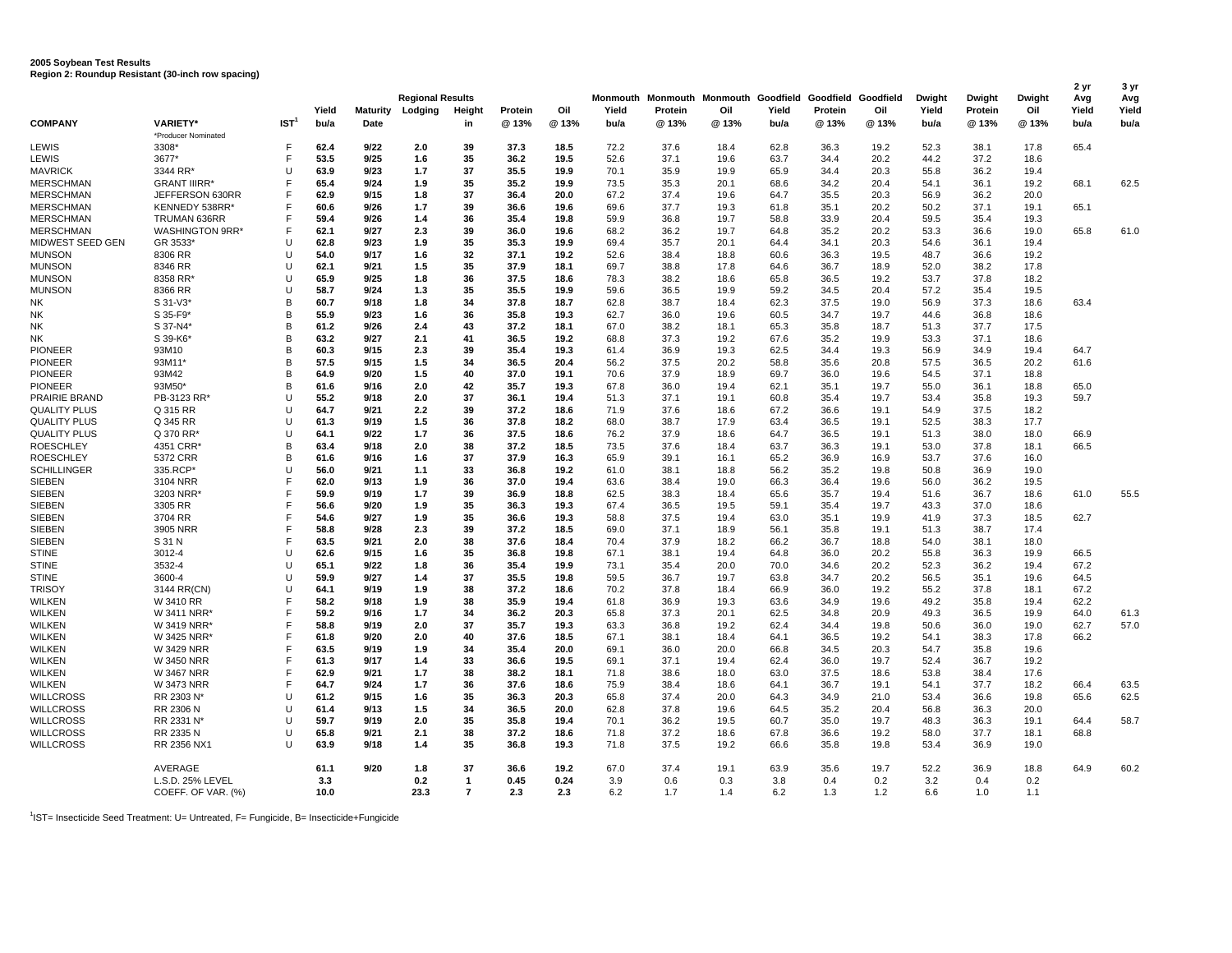**2005 Soybean Test Results**
**Region 2: Roundup Resistant (30-inch row spacing)**

| COMPANY | VARIETY* | IST[1] | Regional Results Yield bu/a | Maturity Date | Lodging | Height in | Protein @ 13% | Oil @ 13% | Monmouth Yield bu/a | Monmouth Protein @ 13% | Monmouth Oil @ 13% | Goodfield Yield bu/a | Goodfield Protein @ 13% | Goodfield Oil @ 13% | Dwight Yield bu/a | Dwight Protein @ 13% | Dwight Oil @ 13% | 2 yr Avg Yield bu/a | 3 yr Avg Yield bu/a |
|---|---|---|---|---|---|---|---|---|---|---|---|---|---|---|---|---|---|---|---|
| | *Producer Nominated | | | | | | | | | | | | | | | | | | |
| LEWIS | 3308* | F | 62.4 | 9/22 | 2.0 | 39 | 37.3 | 18.5 | 72.2 | 37.6 | 18.4 | 62.8 | 36.3 | 19.2 | 52.3 | 38.1 | 17.8 | 65.4 | |
| LEWIS | 3677* | F | 53.5 | 9/25 | 1.6 | 35 | 36.2 | 19.5 | 52.6 | 37.1 | 19.6 | 63.7 | 34.4 | 20.2 | 44.2 | 37.2 | 18.6 | | |
| MAVRICK | 3344 RR* | U | 63.9 | 9/23 | 1.7 | 37 | 35.5 | 19.9 | 70.1 | 35.9 | 19.9 | 65.9 | 34.4 | 20.3 | 55.8 | 36.2 | 19.4 | | |
| MERSCHMAN | GRANT IIIRR* | F | 65.4 | 9/24 | 1.9 | 35 | 35.2 | 19.9 | 73.5 | 35.3 | 20.1 | 68.6 | 34.2 | 20.4 | 54.1 | 36.1 | 19.2 | 68.1 | 62.5 |
| MERSCHMAN | JEFFERSON 630RR | F | 62.9 | 9/15 | 1.8 | 37 | 36.4 | 20.0 | 67.2 | 37.4 | 19.6 | 64.7 | 35.5 | 20.3 | 56.9 | 36.2 | 20.0 | | |
| MERSCHMAN | KENNEDY 538RR* | F | 60.6 | 9/26 | 1.7 | 39 | 36.6 | 19.6 | 69.6 | 37.7 | 19.3 | 61.8 | 35.1 | 20.2 | 50.2 | 37.1 | 19.1 | 65.1 | |
| MERSCHMAN | TRUMAN 636RR | F | 59.4 | 9/26 | 1.4 | 36 | 35.4 | 19.8 | 59.9 | 36.8 | 19.7 | 58.8 | 33.9 | 20.4 | 59.5 | 35.4 | 19.3 | | |
| MERSCHMAN | WASHINGTON 9RR* | F | 62.1 | 9/27 | 2.3 | 39 | 36.0 | 19.6 | 68.2 | 36.2 | 19.7 | 64.8 | 35.2 | 20.2 | 53.3 | 36.6 | 19.0 | 65.8 | 61.0 |
| MIDWEST SEED GEN | GR 3533* | U | 62.8 | 9/23 | 1.9 | 35 | 35.3 | 19.9 | 69.4 | 35.7 | 20.1 | 64.4 | 34.1 | 20.3 | 54.6 | 36.1 | 19.4 | | |
| MUNSON | 8306 RR | U | 54.0 | 9/17 | 1.6 | 32 | 37.1 | 19.2 | 52.6 | 38.4 | 18.8 | 60.6 | 36.3 | 19.5 | 48.7 | 36.6 | 19.2 | | |
| MUNSON | 8346 RR | U | 62.1 | 9/21 | 1.5 | 35 | 37.9 | 18.1 | 69.7 | 38.8 | 17.8 | 64.6 | 36.7 | 18.9 | 52.0 | 38.2 | 17.8 | | |
| MUNSON | 8358 RR* | U | 65.9 | 9/25 | 1.8 | 36 | 37.5 | 18.6 | 78.3 | 38.2 | 18.6 | 65.8 | 36.5 | 19.2 | 53.7 | 37.8 | 18.2 | | |
| MUNSON | 8366 RR | U | 58.7 | 9/24 | 1.3 | 35 | 35.5 | 19.9 | 59.6 | 36.5 | 19.9 | 59.2 | 34.5 | 20.4 | 57.2 | 35.4 | 19.5 | | |
| NK | S 31-V3* | B | 60.7 | 9/18 | 1.8 | 34 | 37.8 | 18.7 | 62.8 | 38.7 | 18.4 | 62.3 | 37.5 | 19.0 | 56.9 | 37.3 | 18.6 | 63.4 | |
| NK | S 35-F9* | B | 55.9 | 9/23 | 1.6 | 36 | 35.8 | 19.3 | 62.7 | 36.0 | 19.6 | 60.5 | 34.7 | 19.7 | 44.6 | 36.8 | 18.6 | | |
| NK | S 37-N4* | B | 61.2 | 9/26 | 2.4 | 43 | 37.2 | 18.1 | 67.0 | 38.2 | 18.1 | 65.3 | 35.8 | 18.7 | 51.3 | 37.7 | 17.5 | | |
| NK | S 39-K6* | B | 63.2 | 9/27 | 2.1 | 41 | 36.5 | 19.2 | 68.8 | 37.3 | 19.2 | 67.6 | 35.2 | 19.9 | 53.3 | 37.1 | 18.6 | | |
| PIONEER | 93M10 | B | 60.3 | 9/15 | 2.3 | 39 | 35.4 | 19.3 | 61.4 | 36.9 | 19.3 | 62.5 | 34.4 | 19.3 | 56.9 | 34.9 | 19.4 | 64.7 | |
| PIONEER | 93M11* | B | 57.5 | 9/15 | 1.5 | 34 | 36.5 | 20.4 | 56.2 | 37.5 | 20.2 | 58.8 | 35.6 | 20.8 | 57.5 | 36.5 | 20.2 | 61.6 | |
| PIONEER | 93M42 | B | 64.9 | 9/20 | 1.5 | 40 | 37.0 | 19.1 | 70.6 | 37.9 | 18.9 | 69.7 | 36.0 | 19.6 | 54.5 | 37.1 | 18.8 | | |
| PIONEER | 93M50* | B | 61.6 | 9/16 | 2.0 | 42 | 35.7 | 19.3 | 67.8 | 36.0 | 19.4 | 62.1 | 35.1 | 19.7 | 55.0 | 36.1 | 18.8 | 65.0 | |
| PRAIRIE BRAND | PB-3123 RR* | U | 55.2 | 9/18 | 2.0 | 37 | 36.1 | 19.4 | 51.3 | 37.1 | 19.1 | 60.8 | 35.4 | 19.7 | 53.4 | 35.8 | 19.3 | 59.7 | |
| QUALITY PLUS | Q 315 RR | U | 64.7 | 9/21 | 2.2 | 39 | 37.2 | 18.6 | 71.9 | 37.6 | 18.6 | 67.2 | 36.6 | 19.1 | 54.9 | 37.5 | 18.2 | | |
| QUALITY PLUS | Q 345 RR | U | 61.3 | 9/19 | 1.5 | 36 | 37.8 | 18.2 | 68.0 | 38.7 | 17.9 | 63.4 | 36.5 | 19.1 | 52.5 | 38.3 | 17.7 | | |
| QUALITY PLUS | Q 370 RR* | U | 64.1 | 9/22 | 1.7 | 36 | 37.5 | 18.6 | 76.2 | 37.9 | 18.6 | 64.7 | 36.5 | 19.1 | 51.3 | 38.0 | 18.0 | 66.9 | |
| ROESCHLEY | 4351 CRR* | B | 63.4 | 9/18 | 2.0 | 38 | 37.2 | 18.5 | 73.5 | 37.6 | 18.4 | 63.7 | 36.3 | 19.1 | 53.0 | 37.8 | 18.1 | 66.5 | |
| ROESCHLEY | 5372 CRR | B | 61.6 | 9/16 | 1.6 | 37 | 37.9 | 16.3 | 65.9 | 39.1 | 16.1 | 65.2 | 36.9 | 16.9 | 53.7 | 37.6 | 16.0 | | |
| SCHILLINGER | 335.RCP* | U | 56.0 | 9/21 | 1.1 | 33 | 36.8 | 19.2 | 61.0 | 38.1 | 18.8 | 56.2 | 35.2 | 19.8 | 50.8 | 36.9 | 19.0 | | |
| SIEBEN | 3104 NRR | F | 62.0 | 9/13 | 1.9 | 36 | 37.0 | 19.4 | 63.6 | 38.4 | 19.0 | 66.3 | 36.4 | 19.6 | 56.0 | 36.2 | 19.5 | | |
| SIEBEN | 3203 NRR* | F | 59.9 | 9/19 | 1.7 | 39 | 36.9 | 18.8 | 62.5 | 38.3 | 18.4 | 65.6 | 35.7 | 19.4 | 51.6 | 36.7 | 18.6 | 61.0 | 55.5 |
| SIEBEN | 3305 RR | F | 56.6 | 9/20 | 1.9 | 35 | 36.3 | 19.3 | 67.4 | 36.5 | 19.5 | 59.1 | 35.4 | 19.7 | 43.3 | 37.0 | 18.6 | | |
| SIEBEN | 3704 RR | F | 54.6 | 9/27 | 1.9 | 35 | 36.6 | 19.3 | 58.8 | 37.5 | 19.4 | 63.0 | 35.1 | 19.9 | 41.9 | 37.3 | 18.5 | 62.7 | |
| SIEBEN | 3905 NRR | F | 58.8 | 9/28 | 2.3 | 39 | 37.2 | 18.5 | 69.0 | 37.1 | 18.9 | 56.1 | 35.8 | 19.1 | 51.3 | 38.7 | 17.4 | | |
| SIEBEN | S 31 N | F | 63.5 | 9/21 | 2.0 | 38 | 37.6 | 18.4 | 70.4 | 37.9 | 18.2 | 66.2 | 36.7 | 18.8 | 54.0 | 38.1 | 18.0 | | |
| STINE | 3012-4 | U | 62.6 | 9/15 | 1.6 | 35 | 36.8 | 19.8 | 67.1 | 38.1 | 19.4 | 64.8 | 36.0 | 20.2 | 55.8 | 36.3 | 19.9 | 66.5 | |
| STINE | 3532-4 | U | 65.1 | 9/22 | 1.8 | 36 | 35.4 | 19.9 | 73.1 | 35.4 | 20.0 | 70.0 | 34.6 | 20.2 | 52.3 | 36.2 | 19.4 | 67.2 | |
| STINE | 3600-4 | U | 59.9 | 9/27 | 1.4 | 37 | 35.5 | 19.8 | 59.5 | 36.7 | 19.7 | 63.8 | 34.7 | 20.2 | 56.5 | 35.1 | 19.6 | 64.5 | |
| TRISOY | 3144 RR(CN) | U | 64.1 | 9/19 | 1.9 | 38 | 37.2 | 18.6 | 70.2 | 37.8 | 18.4 | 66.9 | 36.0 | 19.2 | 55.2 | 37.8 | 18.1 | 67.2 | |
| WILKEN | W 3410 RR | F | 58.2 | 9/18 | 1.9 | 38 | 35.9 | 19.4 | 61.8 | 36.9 | 19.3 | 63.6 | 34.9 | 19.6 | 49.2 | 35.8 | 19.4 | 62.2 | |
| WILKEN | W 3411 NRR* | F | 59.2 | 9/16 | 1.7 | 34 | 36.2 | 20.3 | 65.8 | 37.3 | 20.1 | 62.5 | 34.8 | 20.9 | 49.3 | 36.5 | 19.9 | 64.0 | 61.3 |
| WILKEN | W 3419 NRR* | F | 58.8 | 9/19 | 2.0 | 37 | 35.7 | 19.3 | 63.3 | 36.8 | 19.2 | 62.4 | 34.4 | 19.8 | 50.6 | 36.0 | 19.0 | 62.7 | 57.0 |
| WILKEN | W 3425 NRR* | F | 61.8 | 9/20 | 2.0 | 40 | 37.6 | 18.5 | 67.1 | 38.1 | 18.4 | 64.1 | 36.5 | 19.2 | 54.1 | 38.3 | 17.8 | 66.2 | |
| WILKEN | W 3429 NRR | F | 63.5 | 9/19 | 1.9 | 34 | 35.4 | 20.0 | 69.1 | 36.0 | 20.0 | 66.8 | 34.5 | 20.3 | 54.7 | 35.8 | 19.6 | | |
| WILKEN | W 3450 NRR | F | 61.3 | 9/17 | 1.4 | 33 | 36.6 | 19.5 | 69.1 | 37.1 | 19.4 | 62.4 | 36.0 | 19.7 | 52.4 | 36.7 | 19.2 | | |
| WILKEN | W 3467 NRR | F | 62.9 | 9/21 | 1.7 | 38 | 38.2 | 18.1 | 71.8 | 38.6 | 18.0 | 63.0 | 37.5 | 18.6 | 53.8 | 38.4 | 17.6 | | |
| WILKEN | W 3473 NRR | F | 64.7 | 9/24 | 1.7 | 36 | 37.6 | 18.6 | 75.9 | 38.4 | 18.6 | 64.1 | 36.7 | 19.1 | 54.1 | 37.7 | 18.2 | 66.4 | 63.5 |
| WILLCROSS | RR 2303 N* | U | 61.2 | 9/15 | 1.6 | 35 | 36.3 | 20.3 | 65.8 | 37.4 | 20.0 | 64.3 | 34.9 | 21.0 | 53.4 | 36.6 | 19.8 | 65.6 | 62.5 |
| WILLCROSS | RR 2306 N | U | 61.4 | 9/13 | 1.5 | 34 | 36.5 | 20.0 | 62.8 | 37.8 | 19.6 | 64.5 | 35.2 | 20.4 | 56.8 | 36.3 | 20.0 | | |
| WILLCROSS | RR 2331 N* | U | 59.7 | 9/19 | 2.0 | 35 | 35.8 | 19.4 | 70.1 | 36.2 | 19.5 | 60.7 | 35.0 | 19.7 | 48.3 | 36.3 | 19.1 | 64.4 | 58.7 |
| WILLCROSS | RR 2335 N | U | 65.8 | 9/21 | 2.1 | 38 | 37.2 | 18.6 | 71.8 | 37.2 | 18.6 | 67.8 | 36.6 | 19.2 | 58.0 | 37.7 | 18.1 | 68.8 | |
| WILLCROSS | RR 2356 NX1 | U | 63.9 | 9/18 | 1.4 | 35 | 36.8 | 19.3 | 71.8 | 37.5 | 19.2 | 66.6 | 35.8 | 19.8 | 53.4 | 36.9 | 19.0 | | |
| | AVERAGE | | 61.1 | 9/20 | 1.8 | 37 | 36.6 | 19.2 | 67.0 | 37.4 | 19.1 | 63.9 | 35.6 | 19.7 | 52.2 | 36.9 | 18.8 | 64.9 | 60.2 |
| | L.S.D. 25% LEVEL | | 3.3 | | 0.2 | 1 | 0.45 | 0.24 | 3.9 | 0.6 | 0.3 | 3.8 | 0.4 | 0.2 | 3.2 | 0.4 | 0.2 | | |
| | COEFF. OF VAR. (%) | | 10.0 | | 23.3 | 7 | 2.3 | 2.3 | 6.2 | 1.7 | 1.4 | 6.2 | 1.3 | 1.2 | 6.6 | 1.0 | 1.1 | | |

[1]IST= Insecticide Seed Treatment: U= Untreated, F= Fungicide, B= Insecticide+Fungicide